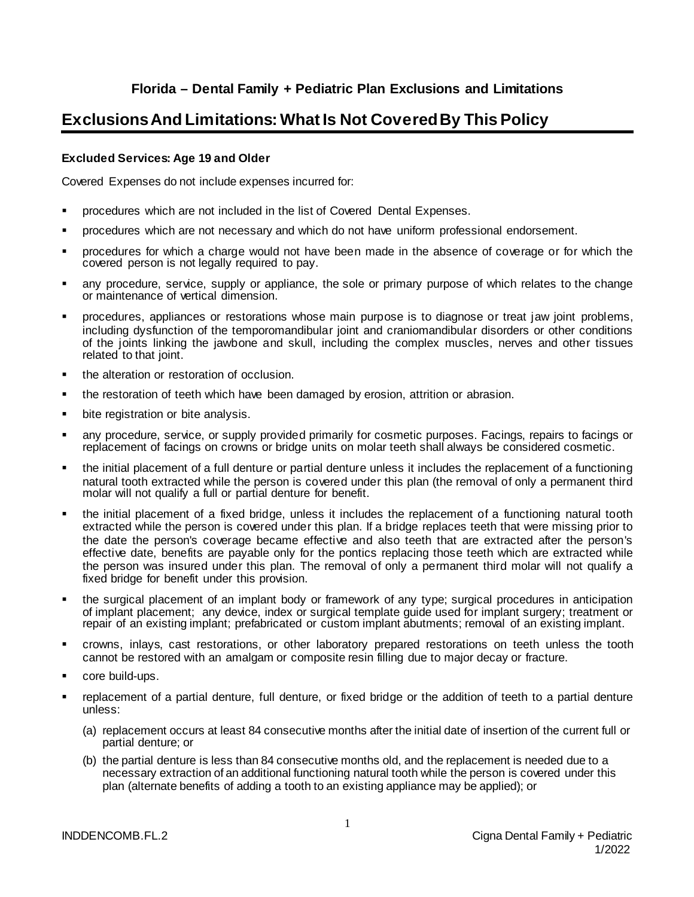### Florida – Dental Family + Pediatric Plan Exclusions and Limitations

# Exclusions And Limitations: What Is Not Covered By This Policy

**Excluded Services: Age 19 and Older**

Covered Expenses do not include expenses incurred for:

- procedures which are not included in the list of Covered Dental Expenses.
- procedures which are not necessary and which do not have uniform professional endorsement.
- procedures for which a charge would not have been made in the absence of coverage or for which the covered person is not legally required to pay.
- any procedure, service, supply or appliance, the sole or primary purpose of which relates to the change or maintenance of vertical dimension.
- procedures, appliances or restorations whose main purpose is to diagnose or treat jaw joint problems, including dysfunction of the temporomandibular joint and craniomandibular disorders or other conditions of the joints linking the jawbone and skull, including the complex muscles, nerves and other tissues related to that joint.
- the alteration or restoration of occlusion.
- the restoration of teeth which have been damaged by erosion, attrition or abrasion.
- bite registration or bite analysis.
- any procedure, service, or supply provided primarily for cosmetic purposes. Facings, repairs to facings or replacement of facings on crowns or bridge units on molar teeth shall always be considered cosmetic.
- the initial placement of a full denture or partial denture unless it includes the replacement of a functioning natural tooth extracted while the person is covered under this plan (the removal of only a permanent third molar will not qualify a full or partial denture for benefit.
- the initial placement of a fixed bridge, unless it includes the replacement of a functioning natural tooth extracted while the person is covered under this plan. If a bridge replaces teeth that were missing prior to the date the person's coverage became effective and also teeth that are extracted after the person's effective date, benefits are payable only for the pontics replacing those teeth which are extracted while the person was insured under this plan. The removal of only a permanent third molar will not qualify a fixed bridge for benefit under this provision.
- the surgical placement of an implant body or framework of any type; surgical procedures in anticipation of implant placement; any device, index or surgical template guide used for implant surgery; treatment or repair of an existing implant; prefabricated or custom implant abutments; removal of an existing implant.
- crowns, inlays, cast restorations, or other laboratory prepared restorations on teeth unless the tooth cannot be restored with an amalgam or composite resin filling due to major decay or fracture.
- core build-ups.
- replacement of a partial denture, full denture, or fixed bridge or the addition of teeth to a partial denture unless:
  - (a) replacement occurs at least 84 consecutive months after the initial date of insertion of the current full or partial denture; or
  - (b) the partial denture is less than 84 consecutive months old, and the replacement is needed due to a necessary extraction of an additional functioning natural tooth while the person is covered under this plan (alternate benefits of adding a tooth to an existing appliance may be applied); or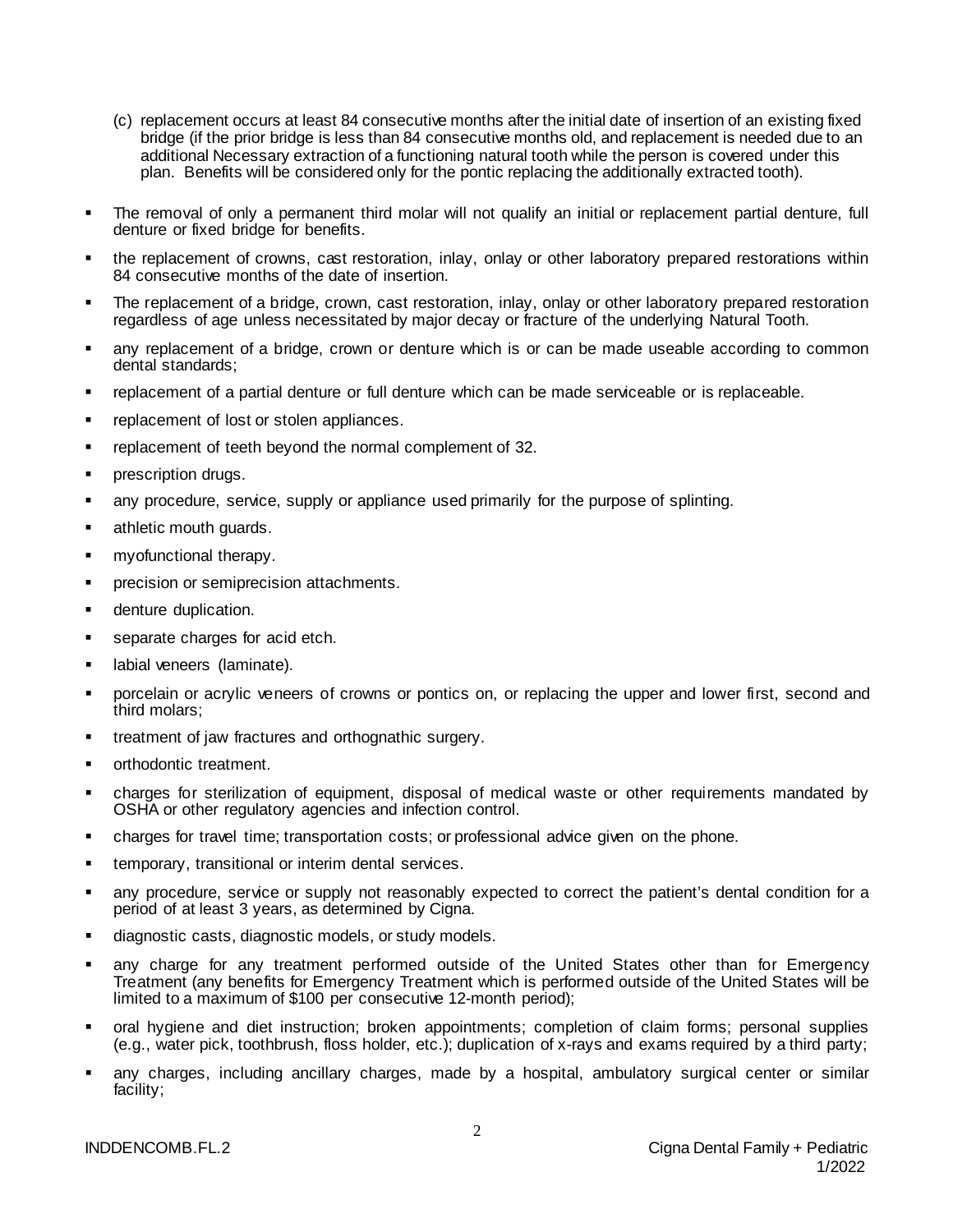(c) replacement occurs at least 84 consecutive months after the initial date of insertion of an existing fixed bridge (if the prior bridge is less than 84 consecutive months old, and replacement is needed due to an additional Necessary extraction of a functioning natural tooth while the person is covered under this plan. Benefits will be considered only for the pontic replacing the additionally extracted tooth).

- The removal of only a permanent third molar will not qualify an initial or replacement partial denture, full denture or fixed bridge for benefits.
- the replacement of crowns, cast restoration, inlay, onlay or other laboratory prepared restorations within 84 consecutive months of the date of insertion.
- The replacement of a bridge, crown, cast restoration, inlay, onlay or other laboratory prepared restoration regardless of age unless necessitated by major decay or fracture of the underlying Natural Tooth.
- any replacement of a bridge, crown or denture which is or can be made useable according to common dental standards;
- replacement of a partial denture or full denture which can be made serviceable or is replaceable.
- replacement of lost or stolen appliances.
- replacement of teeth beyond the normal complement of 32.
- prescription drugs.
- any procedure, service, supply or appliance used primarily for the purpose of splinting.
- athletic mouth guards.
- myofunctional therapy.
- precision or semiprecision attachments.
- denture duplication.
- separate charges for acid etch.
- labial veneers (laminate).
- porcelain or acrylic veneers of crowns or pontics on, or replacing the upper and lower first, second and third molars;
- treatment of jaw fractures and orthognathic surgery.
- orthodontic treatment.
- charges for sterilization of equipment, disposal of medical waste or other requirements mandated by OSHA or other regulatory agencies and infection control.
- charges for travel time; transportation costs; or professional advice given on the phone.
- temporary, transitional or interim dental services.
- any procedure, service or supply not reasonably expected to correct the patient's dental condition for a period of at least 3 years, as determined by Cigna.
- diagnostic casts, diagnostic models, or study models.
- any charge for any treatment performed outside of the United States other than for Emergency Treatment (any benefits for Emergency Treatment which is performed outside of the United States will be limited to a maximum of $100 per consecutive 12-month period);
- oral hygiene and diet instruction; broken appointments; completion of claim forms; personal supplies (e.g., water pick, toothbrush, floss holder, etc.); duplication of x-rays and exams required by a third party;
- any charges, including ancillary charges, made by a hospital, ambulatory surgical center or similar facility;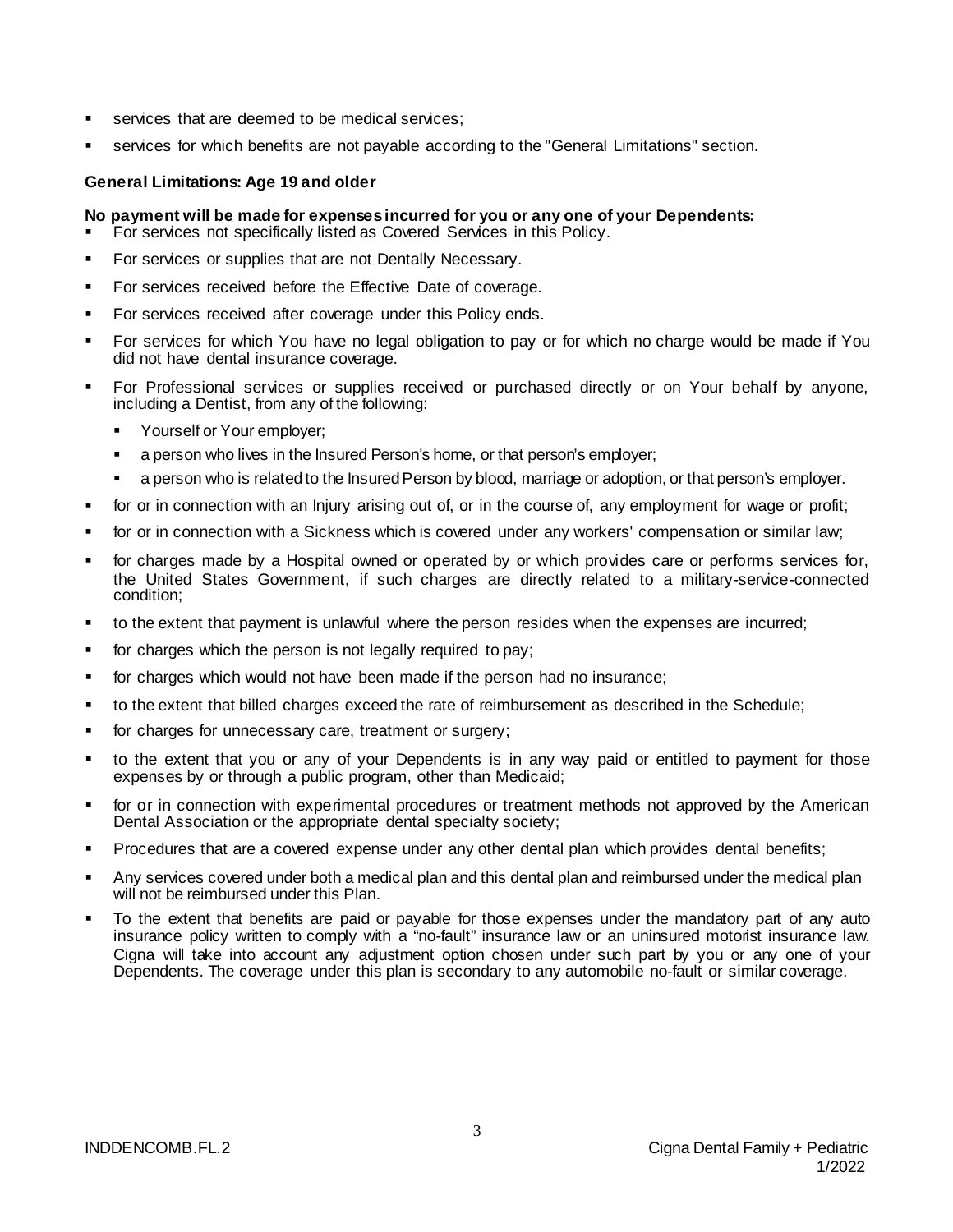- services that are deemed to be medical services;
- services for which benefits are not payable according to the "General Limitations" section.

**General Limitations: Age 19 and older**

**No payment will be made for expenses incurred for you or any one of your Dependents:**

- For services not specifically listed as Covered Services in this Policy.
- For services or supplies that are not Dentally Necessary.
- For services received before the Effective Date of coverage.
- For services received after coverage under this Policy ends.
- For services for which You have no legal obligation to pay or for which no charge would be made if You did not have dental insurance coverage.
- For Professional services or supplies received or purchased directly or on Your behalf by anyone, including a Dentist, from any of the following:
  - Yourself or Your employer;
  - a person who lives in the Insured Person's home, or that person's employer;
  - a person who is related to the Insured Person by blood, marriage or adoption, or that person's employer.
- for or in connection with an Injury arising out of, or in the course of, any employment for wage or profit;
- for or in connection with a Sickness which is covered under any workers' compensation or similar law;
- for charges made by a Hospital owned or operated by or which provides care or performs services for, the United States Government, if such charges are directly related to a military-service-connected condition;
- to the extent that payment is unlawful where the person resides when the expenses are incurred;
- for charges which the person is not legally required to pay;
- for charges which would not have been made if the person had no insurance;
- to the extent that billed charges exceed the rate of reimbursement as described in the Schedule;
- for charges for unnecessary care, treatment or surgery;
- to the extent that you or any of your Dependents is in any way paid or entitled to payment for those expenses by or through a public program, other than Medicaid;
- for or in connection with experimental procedures or treatment methods not approved by the American Dental Association or the appropriate dental specialty society;
- Procedures that are a covered expense under any other dental plan which provides dental benefits;
- Any services covered under both a medical plan and this dental plan and reimbursed under the medical plan will not be reimbursed under this Plan.
- To the extent that benefits are paid or payable for those expenses under the mandatory part of any auto insurance policy written to comply with a "no-fault" insurance law or an uninsured motorist insurance law. Cigna will take into account any adjustment option chosen under such part by you or any one of your Dependents. The coverage under this plan is secondary to any automobile no-fault or similar coverage.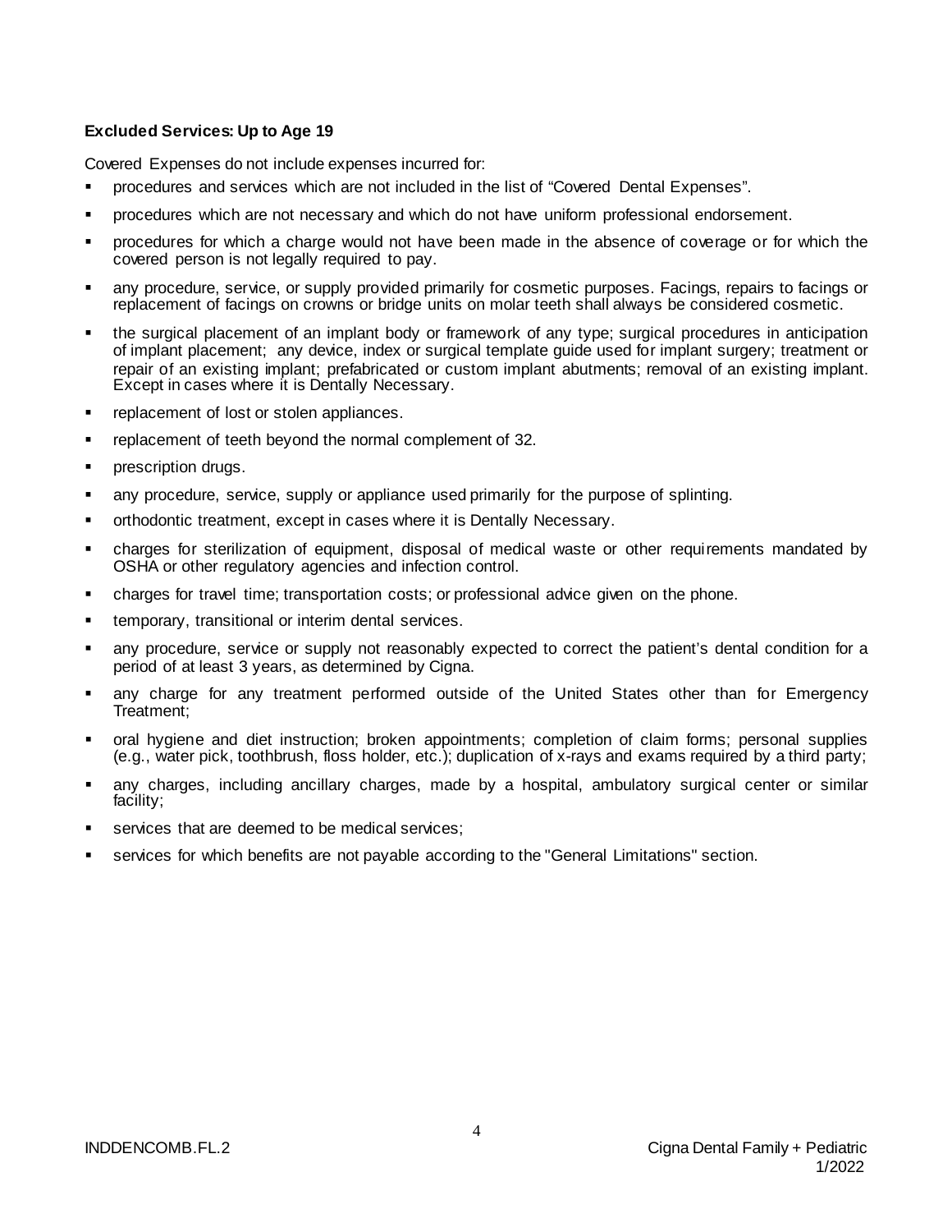**Excluded Services: Up to Age 19**

Covered Expenses do not include expenses incurred for:

- procedures and services which are not included in the list of "Covered Dental Expenses".
- procedures which are not necessary and which do not have uniform professional endorsement.
- procedures for which a charge would not have been made in the absence of coverage or for which the covered person is not legally required to pay.
- any procedure, service, or supply provided primarily for cosmetic purposes. Facings, repairs to facings or replacement of facings on crowns or bridge units on molar teeth shall always be considered cosmetic.
- the surgical placement of an implant body or framework of any type; surgical procedures in anticipation of implant placement; any device, index or surgical template guide used for implant surgery; treatment or repair of an existing implant; prefabricated or custom implant abutments; removal of an existing implant. Except in cases where it is Dentally Necessary.
- replacement of lost or stolen appliances.
- replacement of teeth beyond the normal complement of 32.
- prescription drugs.
- any procedure, service, supply or appliance used primarily for the purpose of splinting.
- orthodontic treatment, except in cases where it is Dentally Necessary.
- charges for sterilization of equipment, disposal of medical waste or other requirements mandated by OSHA or other regulatory agencies and infection control.
- charges for travel time; transportation costs; or professional advice given on the phone.
- temporary, transitional or interim dental services.
- any procedure, service or supply not reasonably expected to correct the patient's dental condition for a period of at least 3 years, as determined by Cigna.
- any charge for any treatment performed outside of the United States other than for Emergency Treatment;
- oral hygiene and diet instruction; broken appointments; completion of claim forms; personal supplies (e.g., water pick, toothbrush, floss holder, etc.); duplication of x-rays and exams required by a third party;
- any charges, including ancillary charges, made by a hospital, ambulatory surgical center or similar facility;
- services that are deemed to be medical services;
- services for which benefits are not payable according to the "General Limitations" section.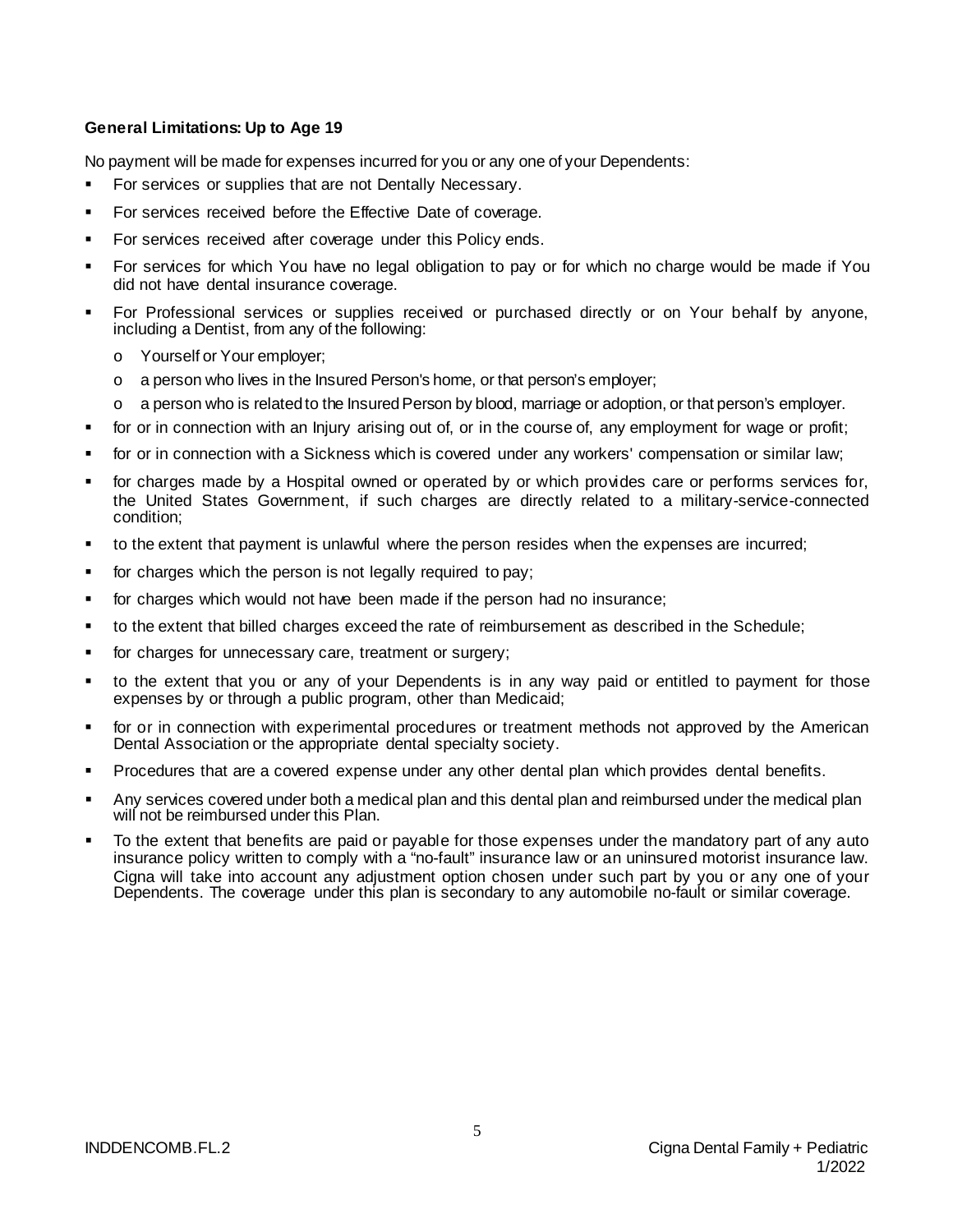**General Limitations: Up to Age 19**

No payment will be made for expenses incurred for you or any one of your Dependents:

- For services or supplies that are not Dentally Necessary.
- For services received before the Effective Date of coverage.
- For services received after coverage under this Policy ends.
- For services for which You have no legal obligation to pay or for which no charge would be made if You did not have dental insurance coverage.
- For Professional services or supplies received or purchased directly or on Your behalf by anyone, including a Dentist, from any of the following:
  - Yourself or Your employer;
  - a person who lives in the Insured Person's home, or that person's employer;
  - a person who is related to the Insured Person by blood, marriage or adoption, or that person's employer.
- for or in connection with an Injury arising out of, or in the course of, any employment for wage or profit;
- for or in connection with a Sickness which is covered under any workers' compensation or similar law;
- for charges made by a Hospital owned or operated by or which provides care or performs services for, the United States Government, if such charges are directly related to a military-service-connected condition;
- to the extent that payment is unlawful where the person resides when the expenses are incurred;
- for charges which the person is not legally required to pay;
- for charges which would not have been made if the person had no insurance;
- to the extent that billed charges exceed the rate of reimbursement as described in the Schedule;
- for charges for unnecessary care, treatment or surgery;
- to the extent that you or any of your Dependents is in any way paid or entitled to payment for those expenses by or through a public program, other than Medicaid;
- for or in connection with experimental procedures or treatment methods not approved by the American Dental Association or the appropriate dental specialty society.
- Procedures that are a covered expense under any other dental plan which provides dental benefits.
- Any services covered under both a medical plan and this dental plan and reimbursed under the medical plan will not be reimbursed under this Plan.
- To the extent that benefits are paid or payable for those expenses under the mandatory part of any auto insurance policy written to comply with a "no-fault" insurance law or an uninsured motorist insurance law. Cigna will take into account any adjustment option chosen under such part by you or any one of your Dependents. The coverage under this plan is secondary to any automobile no-fault or similar coverage.

INDDENCOMB.FL.2

Cigna Dental Family + Pediatric
1/2022